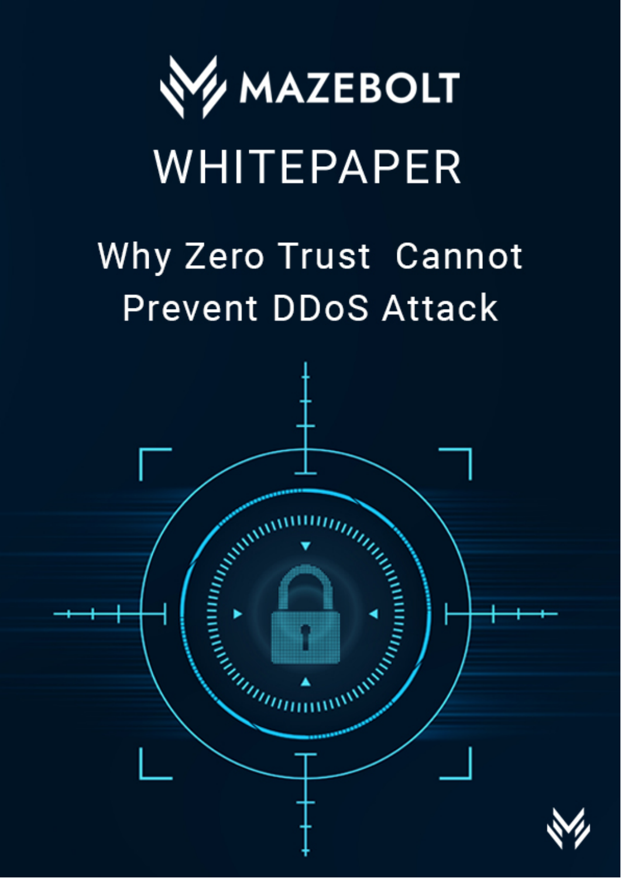MAZEBOLT

WHITEPAPER

# Why Zero Trust Cannot Prevent DDoS Attack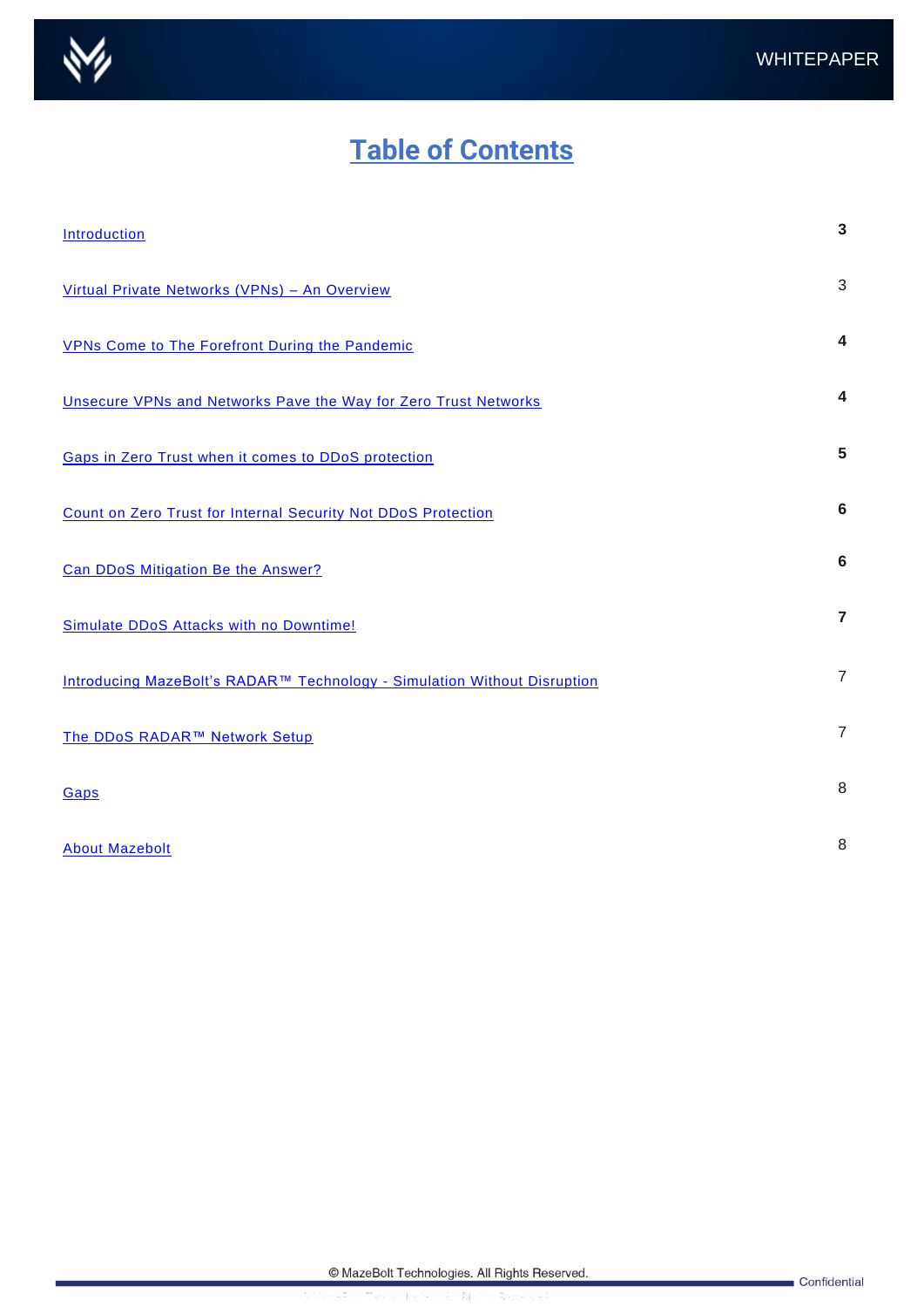# Table of Contents

| | |
|---|---|
| Introduction | 3 |
| Virtual Private Networks (VPNs) – An Overview | 3 |
| VPNs Come to The Forefront During the Pandemic | 4 |
| Unsecure VPNs and Networks Pave the Way for Zero Trust Networks | 4 |
| Gaps in Zero Trust when it comes to DDoS protection | 5 |
| Count on Zero Trust for Internal Security Not DDoS Protection | 6 |
| Can DDoS Mitigation Be the Answer? | 6 |
| Simulate DDoS Attacks with no Downtime! | 7 |
| Introducing MazeBolt's RADAR™ Technology - Simulation Without Disruption | 7 |
| The DDoS RADAR™ Network Setup | 7 |
| Gaps | 8 |
| About Mazebolt | 8 |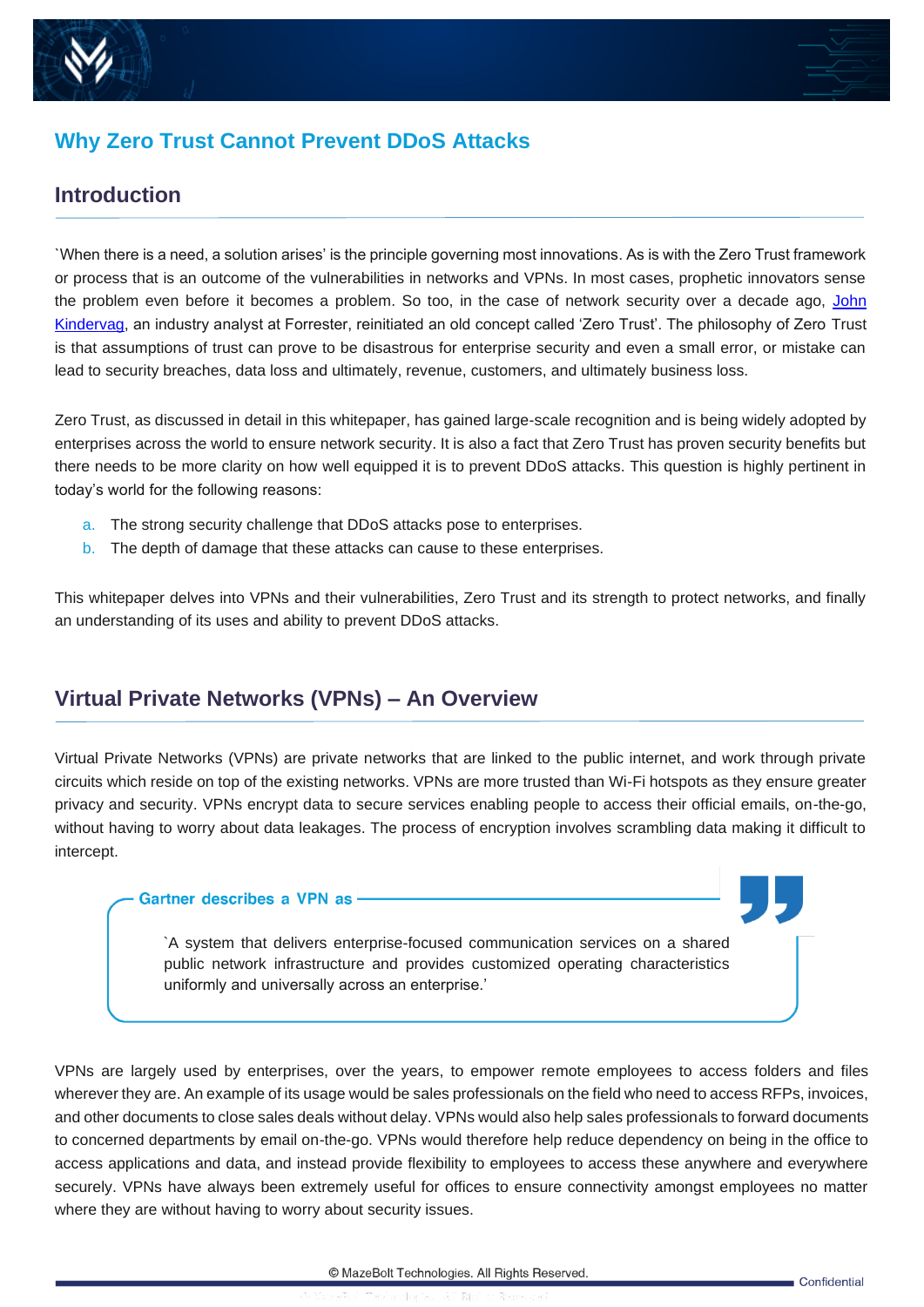# Why Zero Trust Cannot Prevent DDoS Attacks

## Introduction

`When there is a need, a solution arises' is the principle governing most innovations. As is with the Zero Trust framework or process that is an outcome of the vulnerabilities in networks and VPNs. In most cases, prophetic innovators sense the problem even before it becomes a problem. So too, in the case of network security over a decade ago, John Kindervag, an industry analyst at Forrester, reinitiated an old concept called 'Zero Trust'. The philosophy of Zero Trust is that assumptions of trust can prove to be disastrous for enterprise security and even a small error, or mistake can lead to security breaches, data loss and ultimately, revenue, customers, and ultimately business loss.

Zero Trust, as discussed in detail in this whitepaper, has gained large-scale recognition and is being widely adopted by enterprises across the world to ensure network security. It is also a fact that Zero Trust has proven security benefits but there needs to be more clarity on how well equipped it is to prevent DDoS attacks. This question is highly pertinent in today's world for the following reasons:

a. The strong security challenge that DDoS attacks pose to enterprises.
b. The depth of damage that these attacks can cause to these enterprises.

This whitepaper delves into VPNs and their vulnerabilities, Zero Trust and its strength to protect networks, and finally an understanding of its uses and ability to prevent DDoS attacks.

## Virtual Private Networks (VPNs) – An Overview

Virtual Private Networks (VPNs) are private networks that are linked to the public internet, and work through private circuits which reside on top of the existing networks. VPNs are more trusted than Wi-Fi hotspots as they ensure greater privacy and security. VPNs encrypt data to secure services enabling people to access their official emails, on-the-go, without having to worry about data leakages. The process of encryption involves scrambling data making it difficult to intercept.

> **Gartner describes a VPN as**
>
> `A system that delivers enterprise-focused communication services on a shared public network infrastructure and provides customized operating characteristics uniformly and universally across an enterprise.'

VPNs are largely used by enterprises, over the years, to empower remote employees to access folders and files wherever they are. An example of its usage would be sales professionals on the field who need to access RFPs, invoices, and other documents to close sales deals without delay. VPNs would also help sales professionals to forward documents to concerned departments by email on-the-go. VPNs would therefore help reduce dependency on being in the office to access applications and data, and instead provide flexibility to employees to access these anywhere and everywhere securely. VPNs have always been extremely useful for offices to ensure connectivity amongst employees no matter where they are without having to worry about security issues.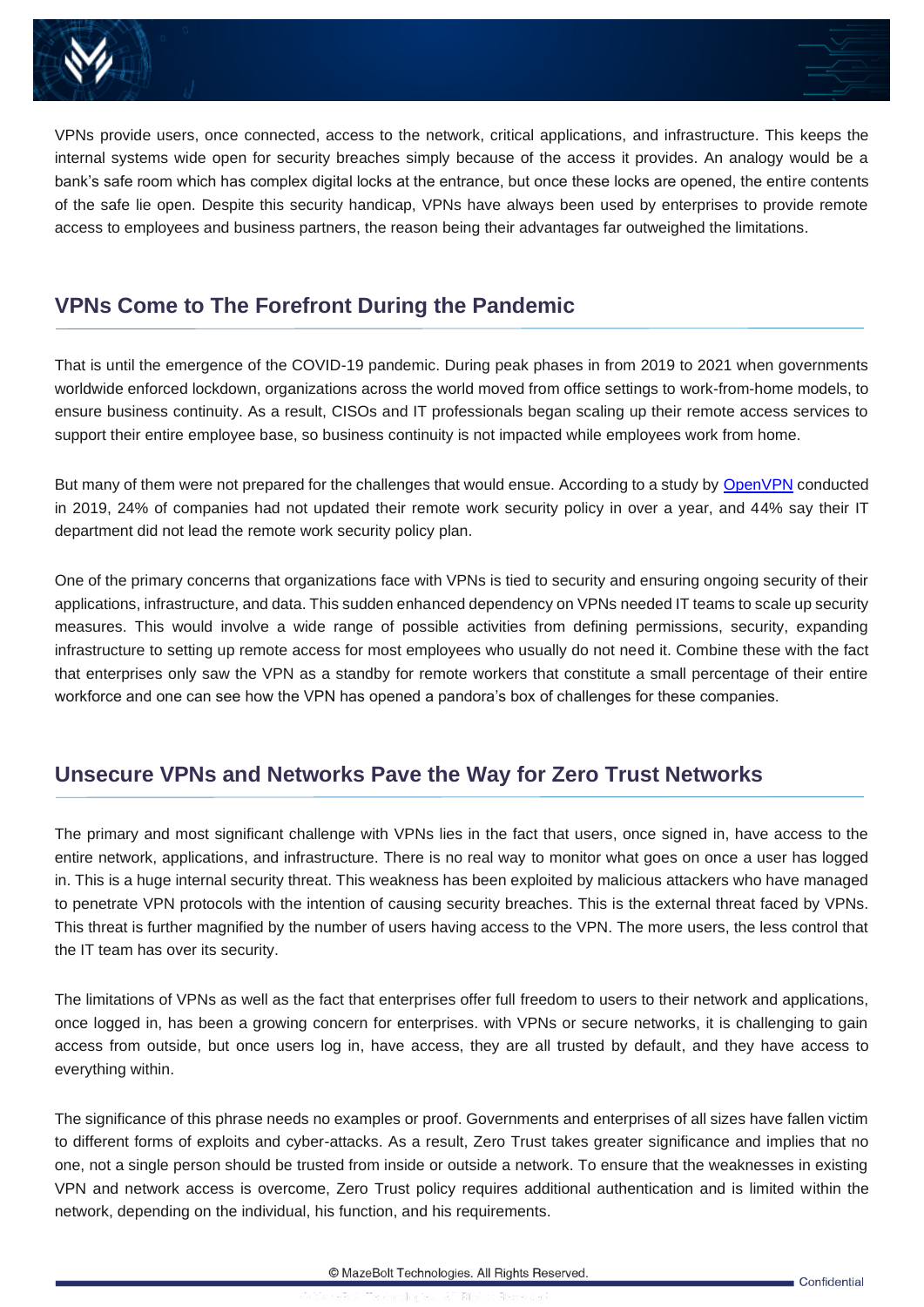VPNs provide users, once connected, access to the network, critical applications, and infrastructure. This keeps the internal systems wide open for security breaches simply because of the access it provides. An analogy would be a bank's safe room which has complex digital locks at the entrance, but once these locks are opened, the entire contents of the safe lie open. Despite this security handicap, VPNs have always been used by enterprises to provide remote access to employees and business partners, the reason being their advantages far outweighed the limitations.

## VPNs Come to The Forefront During the Pandemic

That is until the emergence of the COVID-19 pandemic. During peak phases in from 2019 to 2021 when governments worldwide enforced lockdown, organizations across the world moved from office settings to work-from-home models, to ensure business continuity. As a result, CISOs and IT professionals began scaling up their remote access services to support their entire employee base, so business continuity is not impacted while employees work from home.

But many of them were not prepared for the challenges that would ensue. According to a study by OpenVPN conducted in 2019, 24% of companies had not updated their remote work security policy in over a year, and 44% say their IT department did not lead the remote work security policy plan.

One of the primary concerns that organizations face with VPNs is tied to security and ensuring ongoing security of their applications, infrastructure, and data. This sudden enhanced dependency on VPNs needed IT teams to scale up security measures. This would involve a wide range of possible activities from defining permissions, security, expanding infrastructure to setting up remote access for most employees who usually do not need it. Combine these with the fact that enterprises only saw the VPN as a standby for remote workers that constitute a small percentage of their entire workforce and one can see how the VPN has opened a pandora's box of challenges for these companies.

## Unsecure VPNs and Networks Pave the Way for Zero Trust Networks

The primary and most significant challenge with VPNs lies in the fact that users, once signed in, have access to the entire network, applications, and infrastructure. There is no real way to monitor what goes on once a user has logged in. This is a huge internal security threat. This weakness has been exploited by malicious attackers who have managed to penetrate VPN protocols with the intention of causing security breaches. This is the external threat faced by VPNs. This threat is further magnified by the number of users having access to the VPN. The more users, the less control that the IT team has over its security.

The limitations of VPNs as well as the fact that enterprises offer full freedom to users to their network and applications, once logged in, has been a growing concern for enterprises. with VPNs or secure networks, it is challenging to gain access from outside, but once users log in, have access, they are all trusted by default, and they have access to everything within.

The significance of this phrase needs no examples or proof. Governments and enterprises of all sizes have fallen victim to different forms of exploits and cyber-attacks. As a result, Zero Trust takes greater significance and implies that no one, not a single person should be trusted from inside or outside a network. To ensure that the weaknesses in existing VPN and network access is overcome, Zero Trust policy requires additional authentication and is limited within the network, depending on the individual, his function, and his requirements.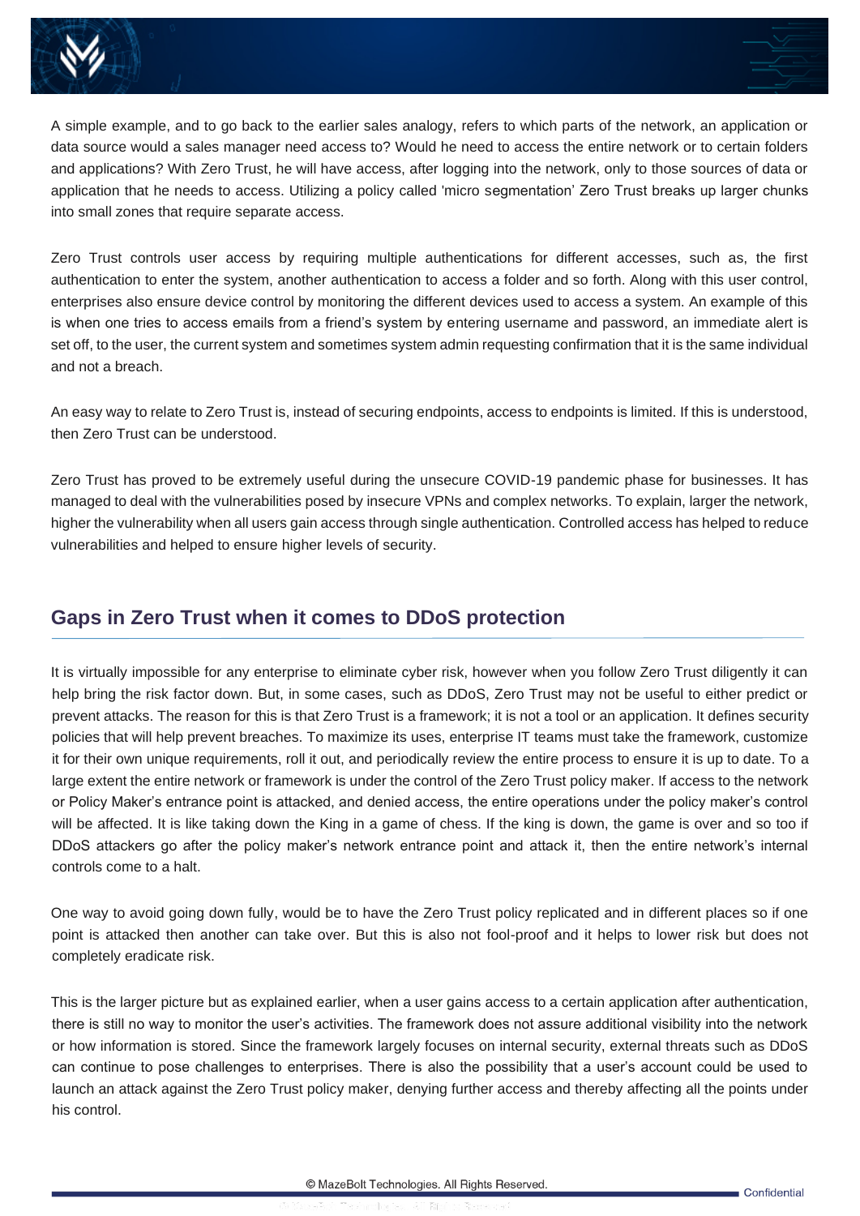A simple example, and to go back to the earlier sales analogy, refers to which parts of the network, an application or data source would a sales manager need access to? Would he need to access the entire network or to certain folders and applications? With Zero Trust, he will have access, after logging into the network, only to those sources of data or application that he needs to access. Utilizing a policy called 'micro segmentation' Zero Trust breaks up larger chunks into small zones that require separate access.

Zero Trust controls user access by requiring multiple authentications for different accesses, such as, the first authentication to enter the system, another authentication to access a folder and so forth. Along with this user control, enterprises also ensure device control by monitoring the different devices used to access a system. An example of this is when one tries to access emails from a friend's system by entering username and password, an immediate alert is set off, to the user, the current system and sometimes system admin requesting confirmation that it is the same individual and not a breach.

An easy way to relate to Zero Trust is, instead of securing endpoints, access to endpoints is limited. If this is understood, then Zero Trust can be understood.

Zero Trust has proved to be extremely useful during the unsecure COVID-19 pandemic phase for businesses. It has managed to deal with the vulnerabilities posed by insecure VPNs and complex networks. To explain, larger the network, higher the vulnerability when all users gain access through single authentication. Controlled access has helped to reduce vulnerabilities and helped to ensure higher levels of security.

## Gaps in Zero Trust when it comes to DDoS protection

It is virtually impossible for any enterprise to eliminate cyber risk, however when you follow Zero Trust diligently it can help bring the risk factor down. But, in some cases, such as DDoS, Zero Trust may not be useful to either predict or prevent attacks. The reason for this is that Zero Trust is a framework; it is not a tool or an application. It defines security policies that will help prevent breaches. To maximize its uses, enterprise IT teams must take the framework, customize it for their own unique requirements, roll it out, and periodically review the entire process to ensure it is up to date. To a large extent the entire network or framework is under the control of the Zero Trust policy maker. If access to the network or Policy Maker's entrance point is attacked, and denied access, the entire operations under the policy maker's control will be affected. It is like taking down the King in a game of chess. If the king is down, the game is over and so too if DDoS attackers go after the policy maker's network entrance point and attack it, then the entire network's internal controls come to a halt.

One way to avoid going down fully, would be to have the Zero Trust policy replicated and in different places so if one point is attacked then another can take over. But this is also not fool-proof and it helps to lower risk but does not completely eradicate risk.

This is the larger picture but as explained earlier, when a user gains access to a certain application after authentication, there is still no way to monitor the user's activities. The framework does not assure additional visibility into the network or how information is stored. Since the framework largely focuses on internal security, external threats such as DDoS can continue to pose challenges to enterprises. There is also the possibility that a user's account could be used to launch an attack against the Zero Trust policy maker, denying further access and thereby affecting all the points under his control.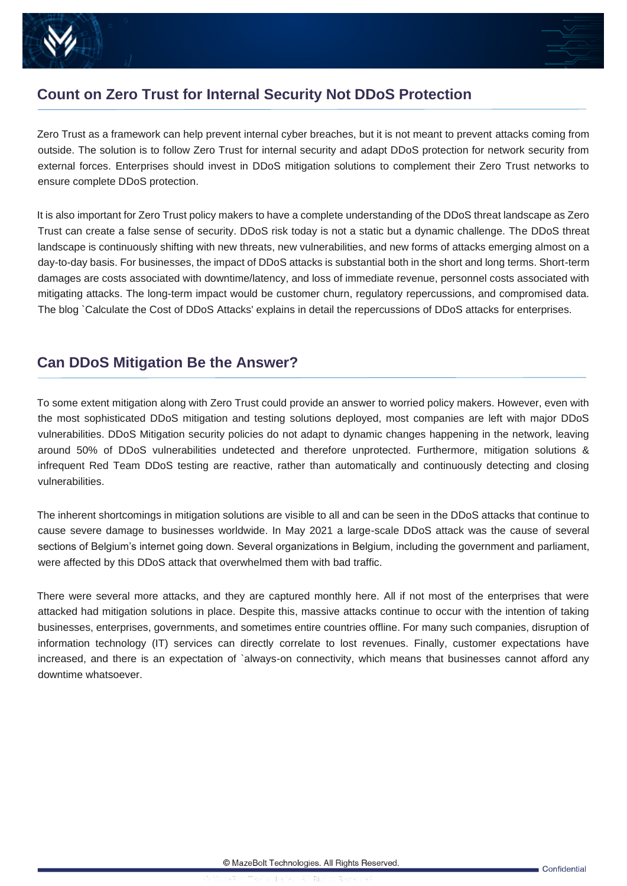## Count on Zero Trust for Internal Security Not DDoS Protection

Zero Trust as a framework can help prevent internal cyber breaches, but it is not meant to prevent attacks coming from outside. The solution is to follow Zero Trust for internal security and adapt DDoS protection for network security from external forces. Enterprises should invest in DDoS mitigation solutions to complement their Zero Trust networks to ensure complete DDoS protection.

It is also important for Zero Trust policy makers to have a complete understanding of the DDoS threat landscape as Zero Trust can create a false sense of security. DDoS risk today is not a static but a dynamic challenge. The DDoS threat landscape is continuously shifting with new threats, new vulnerabilities, and new forms of attacks emerging almost on a day-to-day basis. For businesses, the impact of DDoS attacks is substantial both in the short and long terms. Short-term damages are costs associated with downtime/latency, and loss of immediate revenue, personnel costs associated with mitigating attacks. The long-term impact would be customer churn, regulatory repercussions, and compromised data. The blog `Calculate the Cost of DDoS Attacks' explains in detail the repercussions of DDoS attacks for enterprises.

## Can DDoS Mitigation Be the Answer?

To some extent mitigation along with Zero Trust could provide an answer to worried policy makers. However, even with the most sophisticated DDoS mitigation and testing solutions deployed, most companies are left with major DDoS vulnerabilities. DDoS Mitigation security policies do not adapt to dynamic changes happening in the network, leaving around 50% of DDoS vulnerabilities undetected and therefore unprotected. Furthermore, mitigation solutions & infrequent Red Team DDoS testing are reactive, rather than automatically and continuously detecting and closing vulnerabilities.

The inherent shortcomings in mitigation solutions are visible to all and can be seen in the DDoS attacks that continue to cause severe damage to businesses worldwide. In May 2021 a large-scale DDoS attack was the cause of several sections of Belgium's internet going down. Several organizations in Belgium, including the government and parliament, were affected by this DDoS attack that overwhelmed them with bad traffic.

There were several more attacks, and they are captured monthly here. All if not most of the enterprises that were attacked had mitigation solutions in place. Despite this, massive attacks continue to occur with the intention of taking businesses, enterprises, governments, and sometimes entire countries offline. For many such companies, disruption of information technology (IT) services can directly correlate to lost revenues. Finally, customer expectations have increased, and there is an expectation of `always-on connectivity, which means that businesses cannot afford any downtime whatsoever.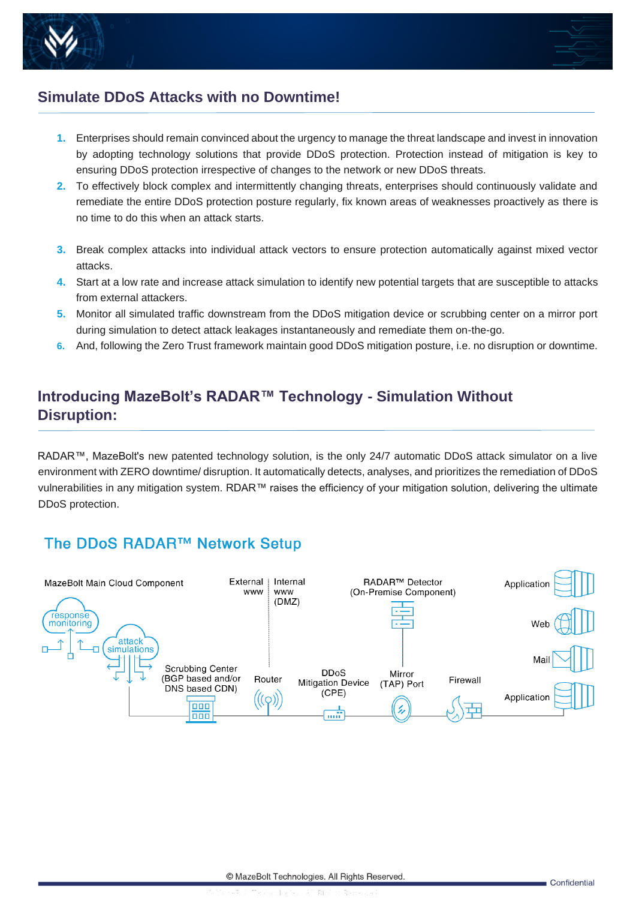## Simulate DDoS Attacks with no Downtime!

1. Enterprises should remain convinced about the urgency to manage the threat landscape and invest in innovation by adopting technology solutions that provide DDoS protection. Protection instead of mitigation is key to ensuring DDoS protection irrespective of changes to the network or new DDoS threats.
2. To effectively block complex and intermittently changing threats, enterprises should continuously validate and remediate the entire DDoS protection posture regularly, fix known areas of weaknesses proactively as there is no time to do this when an attack starts.
3. Break complex attacks into individual attack vectors to ensure protection automatically against mixed vector attacks.
4. Start at a low rate and increase attack simulation to identify new potential targets that are susceptible to attacks from external attackers.
5. Monitor all simulated traffic downstream from the DDoS mitigation device or scrubbing center on a mirror port during simulation to detect attack leakages instantaneously and remediate them on-the-go.
6. And, following the Zero Trust framework maintain good DDoS mitigation posture, i.e. no disruption or downtime.

## Introducing MazeBolt's RADAR™ Technology - Simulation Without Disruption:

RADAR™, MazeBolt's new patented technology solution, is the only 24/7 automatic DDoS attack simulator on a live environment with ZERO downtime/ disruption. It automatically detects, analyses, and prioritizes the remediation of DDoS vulnerabilities in any mitigation system. RDAR™ raises the efficiency of your mitigation solution, delivering the ultimate DDoS protection.

### The DDoS RADAR™ Network Setup

MazeBolt Main Cloud Component

response monitoring

attack simulations

External www | Internal www (DMZ)

RADAR™ Detector (On-Premise Component)

Scrubbing Center (BGP based and/or DNS based CDN)

Router

DDoS Mitigation Device (CPE)

Mirror (TAP) Port

Firewall

Application

Web

Mail

Application

© MazeBolt Technologies. All Rights Reserved.

Confidential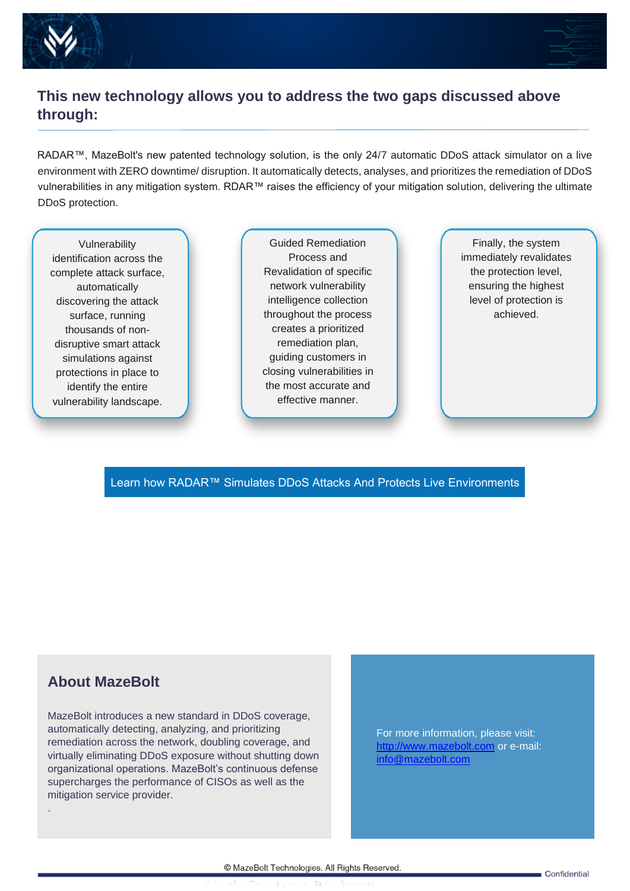## This new technology allows you to address the two gaps discussed above through:

RADAR™, MazeBolt's new patented technology solution, is the only 24/7 automatic DDoS attack simulator on a live environment with ZERO downtime/ disruption. It automatically detects, analyses, and prioritizes the remediation of DDoS vulnerabilities in any mitigation system. RADAR™ raises the efficiency of your mitigation solution, delivering the ultimate DDoS protection.

Vulnerability identification across the complete attack surface, automatically discovering the attack surface, running thousands of non-disruptive smart attack simulations against protections in place to identify the entire vulnerability landscape.

Guided Remediation Process and Revalidation of specific network vulnerability intelligence collection throughout the process creates a prioritized remediation plan, guiding customers in closing vulnerabilities in the most accurate and effective manner.

Finally, the system immediately revalidates the protection level, ensuring the highest level of protection is achieved.

Learn how RADAR™ Simulates DDoS Attacks And Protects Live Environments

## About MazeBolt

MazeBolt introduces a new standard in DDoS coverage, automatically detecting, analyzing, and prioritizing remediation across the network, doubling coverage, and virtually eliminating DDoS exposure without shutting down organizational operations. MazeBolt's continuous defense supercharges the performance of CISOs as well as the mitigation service provider.

.

For more information, please visit: [http://www.mazebolt.com](http://www.mazebolt.com) or e-mail: [info@mazebolt.com](mailto:info@mazebolt.com)

© MazeBolt Technologies. All Rights Reserved.

Confidential